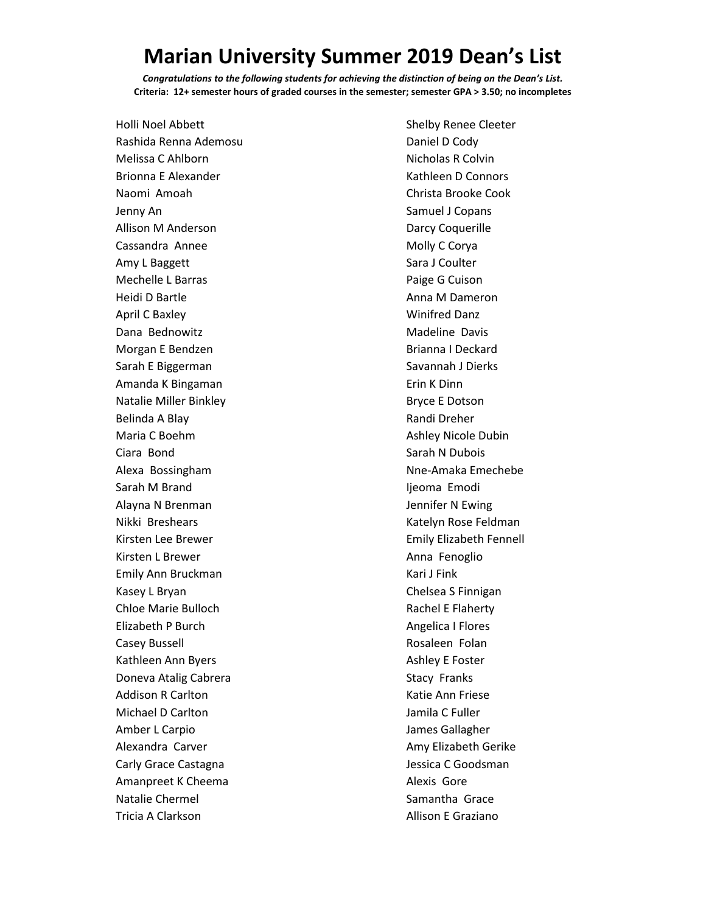# Marian University Summer 2019 Dean's List

***Congratulations to the following students for achieving the distinction of being on the Dean's List.***
**Criteria: 12+ semester hours of graded courses in the semester; semester GPA > 3.50; no incompletes**

Holli Noel Abbett
Rashida Renna Ademosu
Melissa C Ahlborn
Brionna E Alexander
Naomi Amoah
Jenny An
Allison M Anderson
Cassandra Annee
Amy L Baggett
Mechelle L Barras
Heidi D Bartle
April C Baxley
Dana Bednowitz
Morgan E Bendzen
Sarah E Biggerman
Amanda K Bingaman
Natalie Miller Binkley
Belinda A Blay
Maria C Boehm
Ciara Bond
Alexa Bossingham
Sarah M Brand
Alayna N Brenman
Nikki Breshears
Kirsten Lee Brewer
Kirsten L Brewer
Emily Ann Bruckman
Kasey L Bryan
Chloe Marie Bulloch
Elizabeth P Burch
Casey Bussell
Kathleen Ann Byers
Doneva Atalig Cabrera
Addison R Carlton
Michael D Carlton
Amber L Carpio
Alexandra Carver
Carly Grace Castagna
Amanpreet K Cheema
Natalie Chermel
Tricia A Clarkson
Shelby Renee Cleeter
Daniel D Cody
Nicholas R Colvin
Kathleen D Connors
Christa Brooke Cook
Samuel J Copans
Darcy Coquerille
Molly C Corya
Sara J Coulter
Paige G Cuison
Anna M Dameron
Winifred Danz
Madeline Davis
Brianna I Deckard
Savannah J Dierks
Erin K Dinn
Bryce E Dotson
Randi Dreher
Ashley Nicole Dubin
Sarah N Dubois
Nne-Amaka Emechebe
Ijeoma Emodi
Jennifer N Ewing
Katelyn Rose Feldman
Emily Elizabeth Fennell
Anna Fenoglio
Kari J Fink
Chelsea S Finnigan
Rachel E Flaherty
Angelica I Flores
Rosaleen Folan
Ashley E Foster
Stacy Franks
Katie Ann Friese
Jamila C Fuller
James Gallagher
Amy Elizabeth Gerike
Jessica C Goodsman
Alexis Gore
Samantha Grace
Allison E Graziano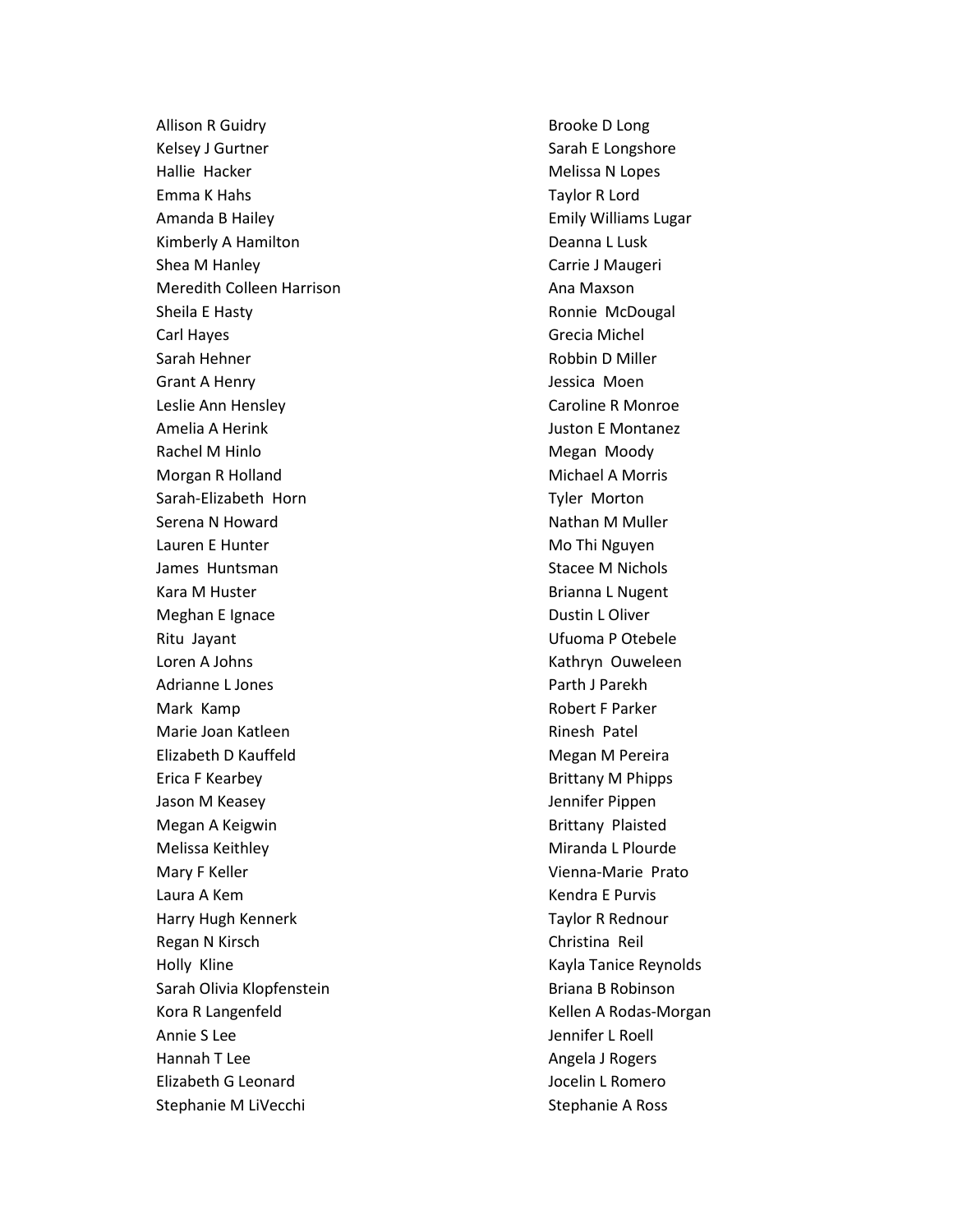Allison R Guidry
Kelsey J Gurtner
Hallie  Hacker
Emma K Hahs
Amanda B Hailey
Kimberly A Hamilton
Shea M Hanley
Meredith Colleen Harrison
Sheila E Hasty
Carl Hayes
Sarah Hehner
Grant A Henry
Leslie Ann Hensley
Amelia A Herink
Rachel M Hinlo
Morgan R Holland
Sarah-Elizabeth  Horn
Serena N Howard
Lauren E Hunter
James  Huntsman
Kara M Huster
Meghan E Ignace
Ritu  Jayant
Loren A Johns
Adrianne L Jones
Mark  Kamp
Marie Joan Katleen
Elizabeth D Kauffeld
Erica F Kearbey
Jason M Keasey
Megan A Keigwin
Melissa Keithley
Mary F Keller
Laura A Kem
Harry Hugh Kennerk
Regan N Kirsch
Holly  Kline
Sarah Olivia Klopfenstein
Kora R Langenfeld
Annie S Lee
Hannah T Lee
Elizabeth G Leonard
Stephanie M LiVecchi
Brooke D Long
Sarah E Longshore
Melissa N Lopes
Taylor R Lord
Emily Williams Lugar
Deanna L Lusk
Carrie J Maugeri
Ana Maxson
Ronnie  McDougal
Grecia Michel
Robbin D Miller
Jessica  Moen
Caroline R Monroe
Juston E Montanez
Megan  Moody
Michael A Morris
Tyler  Morton
Nathan M Muller
Mo Thi Nguyen
Stacee M Nichols
Brianna L Nugent
Dustin L Oliver
Ufuoma P Otebele
Kathryn  Ouweleen
Parth J Parekh
Robert F Parker
Rinesh  Patel
Megan M Pereira
Brittany M Phipps
Jennifer Pippen
Brittany  Plaisted
Miranda L Plourde
Vienna-Marie  Prato
Kendra E Purvis
Taylor R Rednour
Christina  Reil
Kayla Tanice Reynolds
Briana B Robinson
Kellen A Rodas-Morgan
Jennifer L Roell
Angela J Rogers
Jocelin L Romero
Stephanie A Ross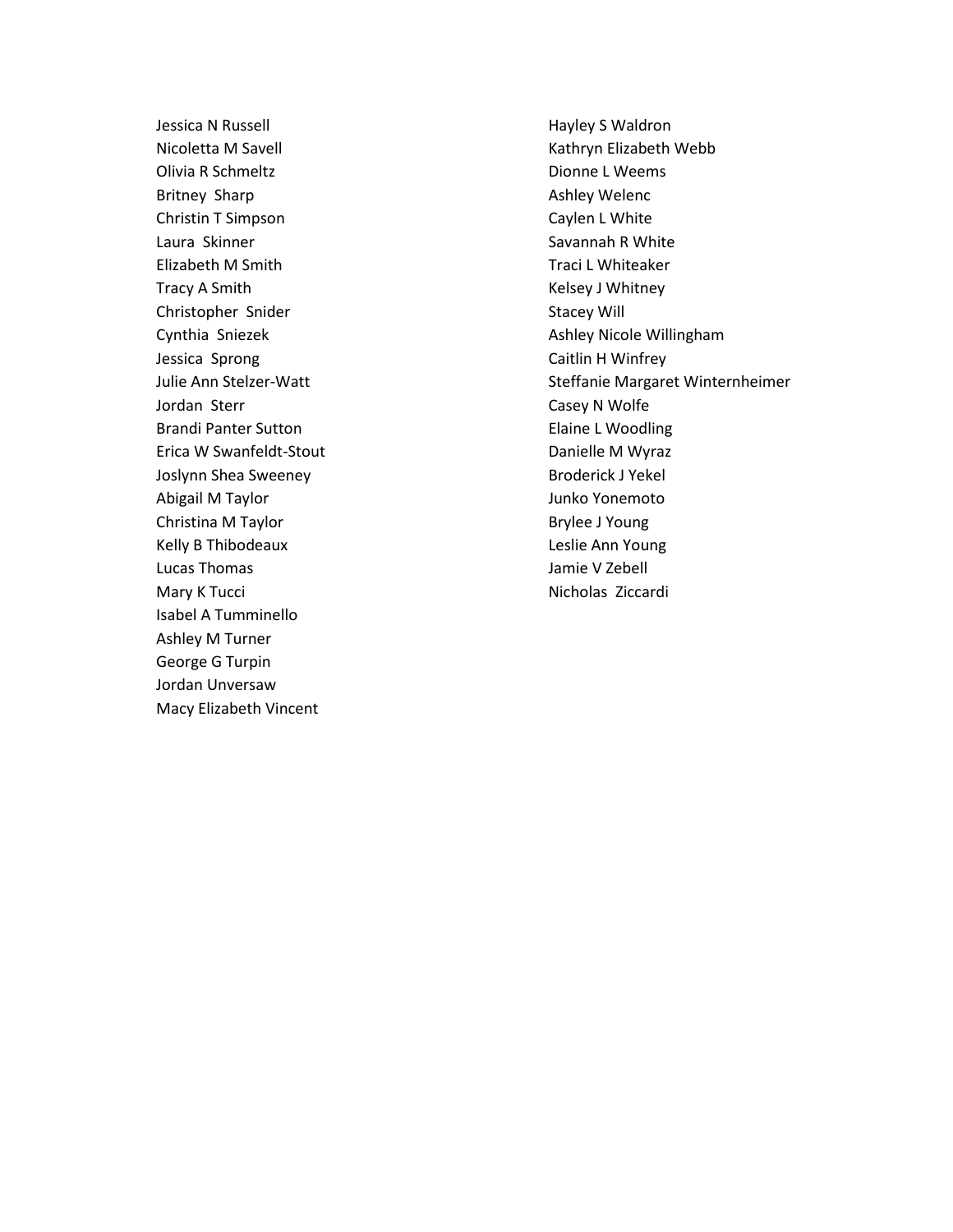Jessica N Russell
Nicoletta M Savell
Olivia R Schmeltz
Britney Sharp
Christin T Simpson
Laura Skinner
Elizabeth M Smith
Tracy A Smith
Christopher Snider
Cynthia Sniezek
Jessica Sprong
Julie Ann Stelzer-Watt
Jordan Sterr
Brandi Panter Sutton
Erica W Swanfeldt-Stout
Joslynn Shea Sweeney
Abigail M Taylor
Christina M Taylor
Kelly B Thibodeaux
Lucas Thomas
Mary K Tucci
Isabel A Tumminello
Ashley M Turner
George G Turpin
Jordan Unversaw
Macy Elizabeth Vincent
Hayley S Waldron
Kathryn Elizabeth Webb
Dionne L Weems
Ashley Welenc
Caylen L White
Savannah R White
Traci L Whiteaker
Kelsey J Whitney
Stacey Will
Ashley Nicole Willingham
Caitlin H Winfrey
Steffanie Margaret Winternheimer
Casey N Wolfe
Elaine L Woodling
Danielle M Wyraz
Broderick J Yekel
Junko Yonemoto
Brylee J Young
Leslie Ann Young
Jamie V Zebell
Nicholas Ziccardi